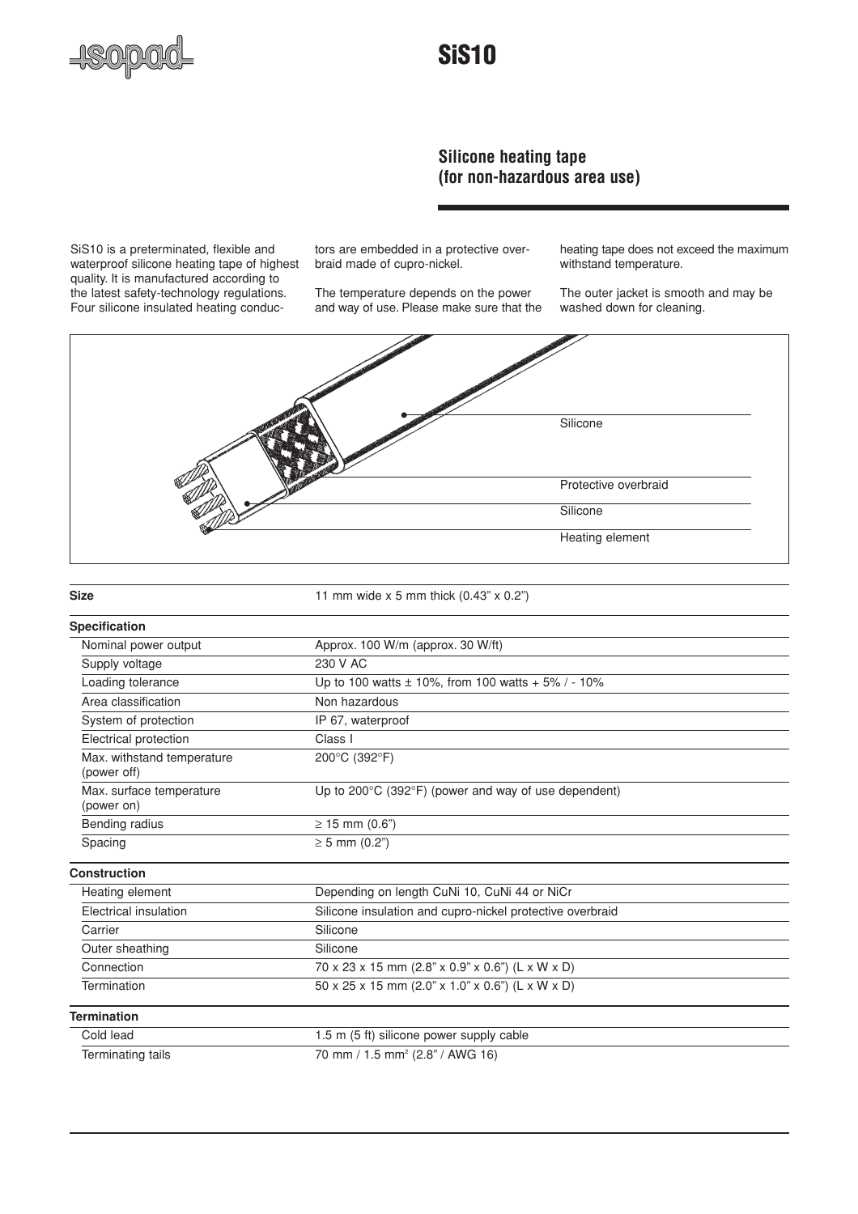# SiS10

## Silicone heating tape (for non-hazardous area use)

SiS10 is a preterminated, flexible and waterproof silicone heating tape of highest quality. It is manufactured according to the latest safety-technology regulations. Four silicone insulated heating conductors are embedded in a protective overbraid made of cupro-nickel.

The temperature depends on the power and way of use. Please make sure that the heating tape does not exceed the maximum withstand temperature.

The outer jacket is smooth and may be washed down for cleaning.

Silicone

Protective overbraid

Silicone

Heating element

| | |
|---|---|
| **Size** | 11 mm wide x 5 mm thick (0.43" x 0.2") |
| **Specification** | |
| Nominal power output | Approx. 100 W/m (approx. 30 W/ft) |
| Supply voltage | 230 V AC |
| Loading tolerance | Up to 100 watts ± 10%, from 100 watts + 5% / - 10% |
| Area classification | Non hazardous |
| System of protection | IP 67, waterproof |
| Electrical protection | Class I |
| Max. withstand temperature (power off) | 200°C (392°F) |
| Max. surface temperature (power on) | Up to 200°C (392°F) (power and way of use dependent) |
| Bending radius | ≥ 15 mm (0.6") |
| Spacing | ≥ 5 mm (0.2") |
| **Construction** | |
| Heating element | Depending on length CuNi 10, CuNi 44 or NiCr |
| Electrical insulation | Silicone insulation and cupro-nickel protective overbraid |
| Carrier | Silicone |
| Outer sheathing | Silicone |
| Connection | 70 x 23 x 15 mm (2.8" x 0.9" x 0.6") (L x W x D) |
| Termination | 50 x 25 x 15 mm (2.0" x 1.0" x 0.6") (L x W x D) |
| **Termination** | |
| Cold lead | 1.5 m (5 ft) silicone power supply cable |
| Terminating tails | 70 mm / 1.5 mm² (2.8" / AWG 16) |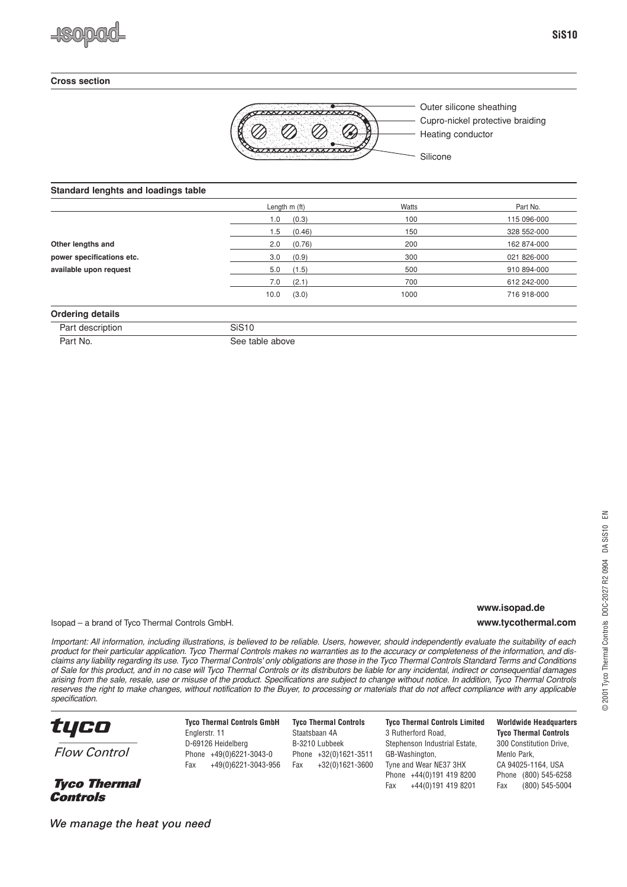## Cross section

Outer silicone sheathing

Cupro-nickel protective braiding

Heating conductor

Silicone

## Standard lenghts and loadings table

| | Length m (ft) | Watts | Part No. |
|---|---|---|---|
| | 1.0 (0.3) | 100 | 115 096-000 |
| | 1.5 (0.46) | 150 | 328 552-000 |
| **Other lengths and** | 2.0 (0.76) | 200 | 162 874-000 |
| **power specifications etc.** | 3.0 (0.9) | 300 | 021 826-000 |
| **available upon request** | 5.0 (1.5) | 500 | 910 894-000 |
| | 7.0 (2.1) | 700 | 612 242-000 |
| | 10.0 (3.0) | 1000 | 716 918-000 |

## Ordering details

| | |
|---|---|
| Part description | SiS10 |
| Part No. | See table above |

**www.isopad.de**

Isopad – a brand of Tyco Thermal Controls GmbH.

**www.tycothermal.com**

*Important: All information, including illustrations, is believed to be reliable. Users, however, should independently evaluate the suitability of each product for their particular application. Tyco Thermal Controls makes no warranties as to the accuracy or completeness of the information, and disclaims any liability regarding its use. Tyco Thermal Controls' only obligations are those in the Tyco Thermal Controls Standard Terms and Conditions of Sale for this product, and in no case will Tyco Thermal Controls or its distributors be liable for any incidental, indirect or consequential damages arising from the sale, resale, use or misuse of the product. Specifications are subject to change without notice. In addition, Tyco Thermal Controls reserves the right to make changes, without notification to the Buyer, to processing or materials that do not affect compliance with any applicable specification.*

tyco

*Flow Control*

***Tyco Thermal Controls***

**Tyco Thermal Controls GmbH**
Englerstr. 11
D-69126 Heidelberg
Phone +49(0)6221-3043-0
Fax +49(0)6221-3043-956

**Tyco Thermal Controls**
Staatsbaan 4A
B-3210 Lubbeek
Phone +32(0)1621-3511
Fax +32(0)1621-3600

**Tyco Thermal Controls Limited**
3 Rutherford Road,
Stephenson Industrial Estate,
GB-Washington,
Tyne and Wear NE37 3HX
Phone +44(0)191 419 8200
Fax +44(0)191 419 8201

**Worldwide Headquarters**
**Tyco Thermal Controls**
300 Constitution Drive,
Menlo Park,
CA 94025-1164, USA
Phone (800) 545-6258
Fax (800) 545-5004

*We manage the heat you need*

© 2001 Tyco Thermal Controls DOC-2027 R2 0904 DA SiS10 EN